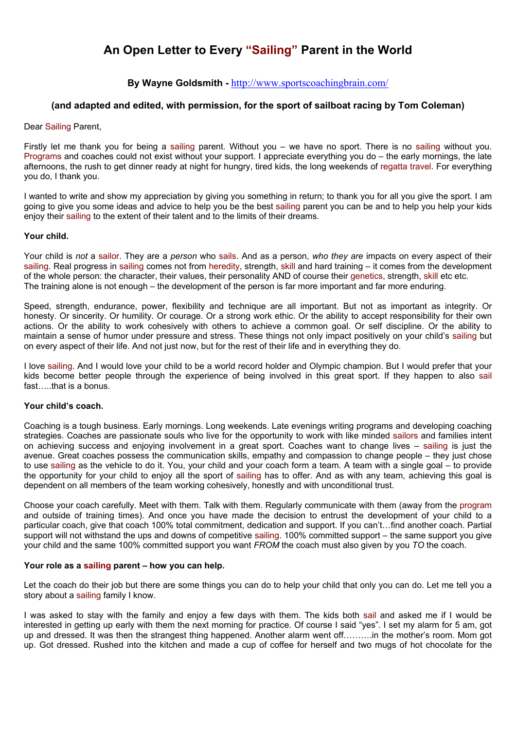# An Open Letter to Every "Sailing" Parent in the World

### By Wayne Goldsmith - http://www.sportscoachingbrain.com/

### (and adapted and edited, with permission, for the sport of sailboat racing by Tom Coleman)

Dear Sailing Parent,

Firstly let me thank you for being a sailing parent. Without you – we have no sport. There is no sailing without you. Programs and coaches could not exist without your support. I appreciate everything you do – the early mornings, the late afternoons, the rush to get dinner ready at night for hungry, tired kids, the long weekends of regatta travel. For everything you do, I thank you.

I wanted to write and show my appreciation by giving you something in return; to thank you for all you give the sport. I am going to give you some ideas and advice to help you be the best sailing parent you can be and to help you help your kids enjoy their sailing to the extent of their talent and to the limits of their dreams.

**Your child.**

Your child is *not* a sailor. They are a *person* who sails. And as a person, *who they are* impacts on every aspect of their sailing. Real progress in sailing comes not from heredity, strength, skill and hard training – it comes from the development of the whole person: the character, their values, their personality AND of course their genetics, strength, skill etc etc.
The training alone is not enough – the development of the person is far more important and far more enduring.

Speed, strength, endurance, power, flexibility and technique are all important. But not as important as integrity. Or honesty. Or sincerity. Or humility. Or courage. Or a strong work ethic. Or the ability to accept responsibility for their own actions. Or the ability to work cohesively with others to achieve a common goal. Or self discipline. Or the ability to maintain a sense of humor under pressure and stress. These things not only impact positively on your child's sailing but on every aspect of their life. And not just now, but for the rest of their life and in everything they do.

I love sailing. And I would love your child to be a world record holder and Olympic champion. But I would prefer that your kids become better people through the experience of being involved in this great sport. If they happen to also sail fast…..that is a bonus.

**Your child's coach.**

Coaching is a tough business. Early mornings. Long weekends. Late evenings writing programs and developing coaching strategies. Coaches are passionate souls who live for the opportunity to work with like minded sailors and families intent on achieving success and enjoying involvement in a great sport. Coaches want to change lives – sailing is just the avenue. Great coaches possess the communication skills, empathy and compassion to change people – they just chose to use sailing as the vehicle to do it. You, your child and your coach form a team. A team with a single goal – to provide the opportunity for your child to enjoy all the sport of sailing has to offer. And as with any team, achieving this goal is dependent on all members of the team working cohesively, honestly and with unconditional trust.

Choose your coach carefully. Meet with them. Talk with them. Regularly communicate with them (away from the program and outside of training times). And once you have made the decision to entrust the development of your child to a particular coach, give that coach 100% total commitment, dedication and support. If you can't…find another coach. Partial support will not withstand the ups and downs of competitive sailing. 100% committed support – the same support you give your child and the same 100% committed support you want *FROM* the coach must also given by you *TO* the coach.

**Your role as a sailing parent – how you can help.**

Let the coach do their job but there are some things you can do to help your child that only you can do. Let me tell you a story about a sailing family I know.

I was asked to stay with the family and enjoy a few days with them. The kids both sail and asked me if I would be interested in getting up early with them the next morning for practice. Of course I said "yes". I set my alarm for 5 am, got up and dressed. It was then the strangest thing happened. Another alarm went off……….in the mother's room. Mom got up. Got dressed. Rushed into the kitchen and made a cup of coffee for herself and two mugs of hot chocolate for the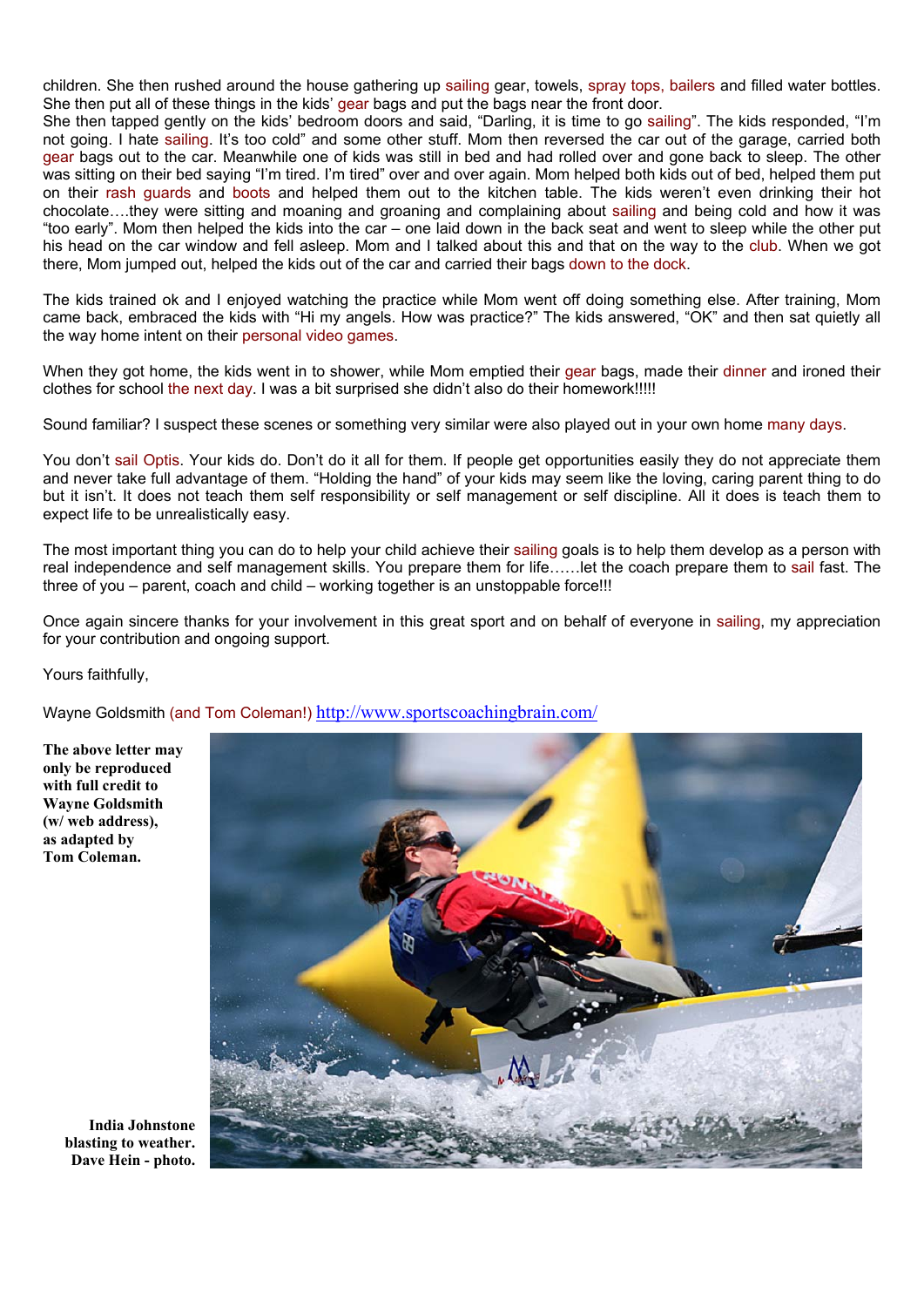children. She then rushed around the house gathering up sailing gear, towels, spray tops, bailers and filled water bottles. She then put all of these things in the kids' gear bags and put the bags near the front door.
She then tapped gently on the kids' bedroom doors and said, "Darling, it is time to go sailing". The kids responded, "I'm not going. I hate sailing. It's too cold" and some other stuff. Mom then reversed the car out of the garage, carried both gear bags out to the car. Meanwhile one of kids was still in bed and had rolled over and gone back to sleep. The other was sitting on their bed saying "I'm tired. I'm tired" over and over again. Mom helped both kids out of bed, helped them put on their rash guards and boots and helped them out to the kitchen table. The kids weren't even drinking their hot chocolate….they were sitting and moaning and groaning and complaining about sailing and being cold and how it was "too early". Mom then helped the kids into the car – one laid down in the back seat and went to sleep while the other put his head on the car window and fell asleep. Mom and I talked about this and that on the way to the club. When we got there, Mom jumped out, helped the kids out of the car and carried their bags down to the dock.

The kids trained ok and I enjoyed watching the practice while Mom went off doing something else. After training, Mom came back, embraced the kids with "Hi my angels. How was practice?" The kids answered, "OK" and then sat quietly all the way home intent on their personal video games.

When they got home, the kids went in to shower, while Mom emptied their gear bags, made their dinner and ironed their clothes for school the next day. I was a bit surprised she didn't also do their homework!!!!!

Sound familiar? I suspect these scenes or something very similar were also played out in your own home many days.

You don't sail Optis. Your kids do. Don't do it all for them. If people get opportunities easily they do not appreciate them and never take full advantage of them. "Holding the hand" of your kids may seem like the loving, caring parent thing to do but it isn't. It does not teach them self responsibility or self management or self discipline. All it does is teach them to expect life to be unrealistically easy.

The most important thing you can do to help your child achieve their sailing goals is to help them develop as a person with real independence and self management skills. You prepare them for life……let the coach prepare them to sail fast. The three of you – parent, coach and child – working together is an unstoppable force!!!

Once again sincere thanks for your involvement in this great sport and on behalf of everyone in sailing, my appreciation for your contribution and ongoing support.

Yours faithfully,

Wayne Goldsmith (and Tom Coleman!) http://www.sportscoachingbrain.com/

**The above letter may only be reproduced with full credit to Wayne Goldsmith (w/ web address), as adapted by Tom Coleman.**

**India Johnstone blasting to weather. Dave Hein - photo.**